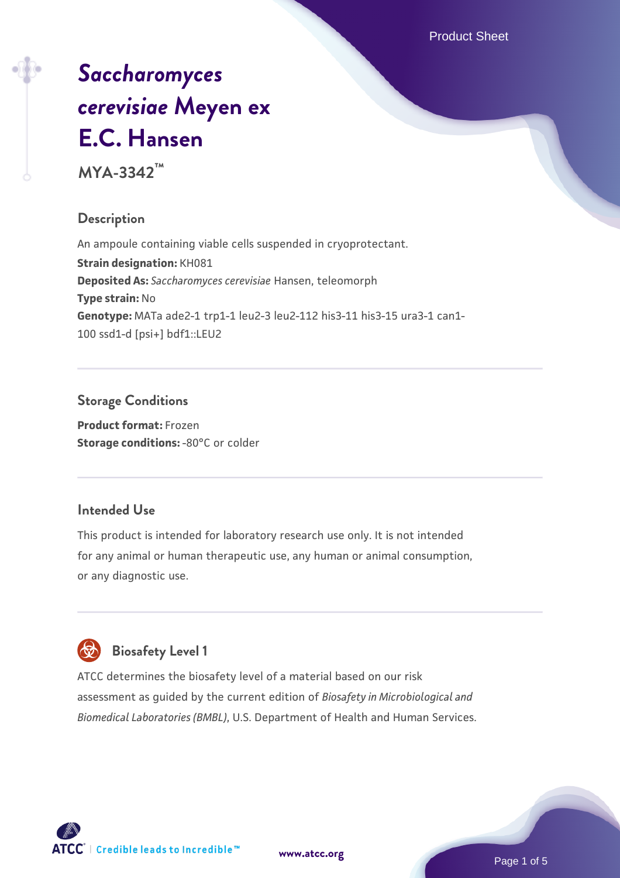# *Saccharomyces cerevisiae* Meyen ex E.C. Hansen

**MYA-3342™**

## Description

An ampoule containing viable cells suspended in cryoprotectant.

**Strain designation:** KH081

**Deposited As:** *Saccharomyces cerevisiae* Hansen, teleomorph

**Type strain:** No

**Genotype:** MATa ade2-1 trp1-1 leu2-3 leu2-112 his3-11 his3-15 ura3-1 can1-100 ssd1-d [psi+] bdf1::LEU2

## Storage Conditions

**Product format:** Frozen

**Storage conditions:** -80°C or colder

## Intended Use

This product is intended for laboratory research use only. It is not intended for any animal or human therapeutic use, any human or animal consumption, or any diagnostic use.

## Biosafety Level 1

ATCC determines the biosafety level of a material based on our risk assessment as guided by the current edition of *Biosafety in Microbiological and Biomedical Laboratories (BMBL)*, U.S. Department of Health and Human Services.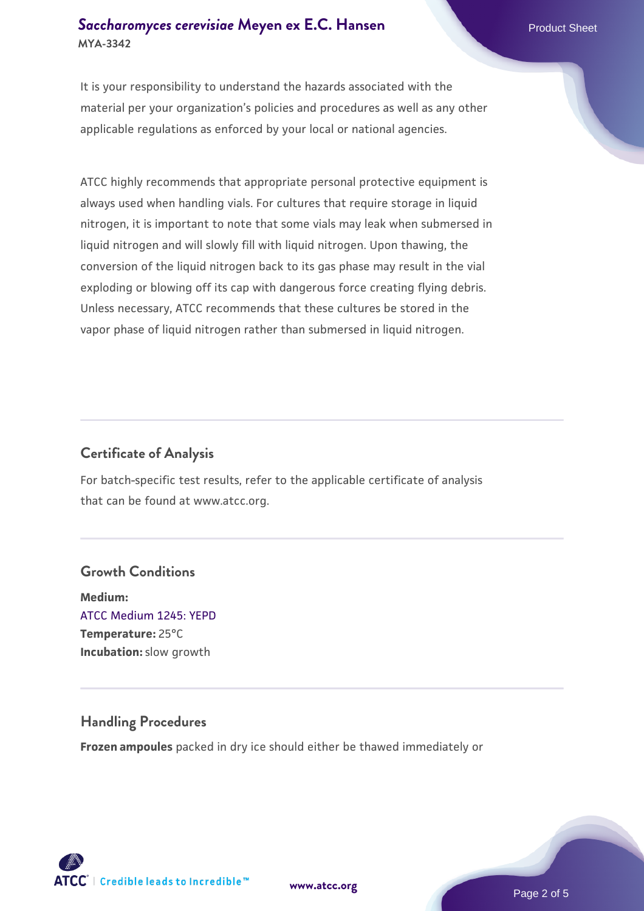It is your responsibility to understand the hazards associated with the material per your organization's policies and procedures as well as any other applicable regulations as enforced by your local or national agencies.

ATCC highly recommends that appropriate personal protective equipment is always used when handling vials. For cultures that require storage in liquid nitrogen, it is important to note that some vials may leak when submersed in liquid nitrogen and will slowly fill with liquid nitrogen. Upon thawing, the conversion of the liquid nitrogen back to its gas phase may result in the vial exploding or blowing off its cap with dangerous force creating flying debris. Unless necessary, ATCC recommends that these cultures be stored in the vapor phase of liquid nitrogen rather than submersed in liquid nitrogen.

## Certificate of Analysis

For batch-specific test results, refer to the applicable certificate of analysis that can be found at www.atcc.org.

## Growth Conditions

**Medium:**
ATCC Medium 1245: YEPD
**Temperature:** 25°C
**Incubation:** slow growth

## Handling Procedures

**Frozen ampoules** packed in dry ice should either be thawed immediately or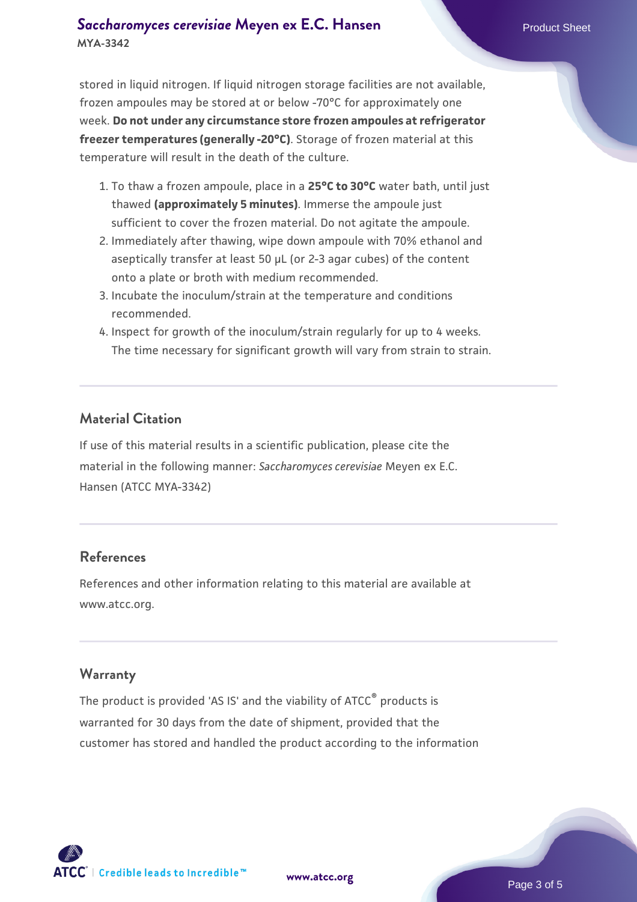stored in liquid nitrogen. If liquid nitrogen storage facilities are not available, frozen ampoules may be stored at or below -70°C for approximately one week. **Do not under any circumstance store frozen ampoules at refrigerator freezer temperatures (generally -20°C)**. Storage of frozen material at this temperature will result in the death of the culture.

1. To thaw a frozen ampoule, place in a **25°C to 30°C** water bath, until just thawed **(approximately 5 minutes)**. Immerse the ampoule just sufficient to cover the frozen material. Do not agitate the ampoule.
2. Immediately after thawing, wipe down ampoule with 70% ethanol and aseptically transfer at least 50 µL (or 2-3 agar cubes) of the content onto a plate or broth with medium recommended.
3. Incubate the inoculum/strain at the temperature and conditions recommended.
4. Inspect for growth of the inoculum/strain regularly for up to 4 weeks. The time necessary for significant growth will vary from strain to strain.

## Material Citation

If use of this material results in a scientific publication, please cite the material in the following manner: *Saccharomyces cerevisiae* Meyen ex E.C. Hansen (ATCC MYA-3342)

## References

References and other information relating to this material are available at www.atcc.org.

## Warranty

The product is provided 'AS IS' and the viability of ATCC® products is warranted for 30 days from the date of shipment, provided that the customer has stored and handled the product according to the information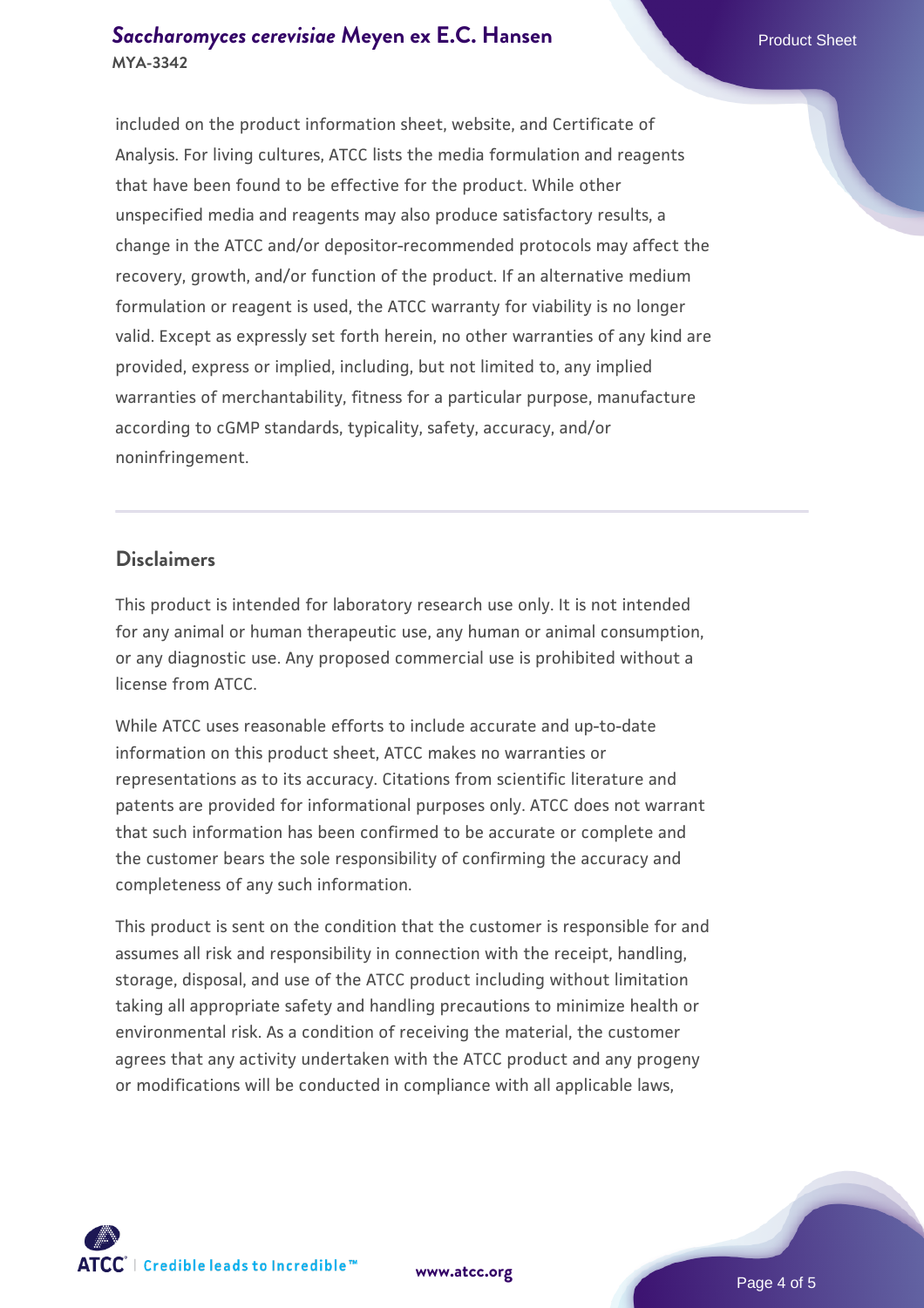included on the product information sheet, website, and Certificate of Analysis. For living cultures, ATCC lists the media formulation and reagents that have been found to be effective for the product. While other unspecified media and reagents may also produce satisfactory results, a change in the ATCC and/or depositor-recommended protocols may affect the recovery, growth, and/or function of the product. If an alternative medium formulation or reagent is used, the ATCC warranty for viability is no longer valid. Except as expressly set forth herein, no other warranties of any kind are provided, express or implied, including, but not limited to, any implied warranties of merchantability, fitness for a particular purpose, manufacture according to cGMP standards, typicality, safety, accuracy, and/or noninfringement.

## Disclaimers

This product is intended for laboratory research use only. It is not intended for any animal or human therapeutic use, any human or animal consumption, or any diagnostic use. Any proposed commercial use is prohibited without a license from ATCC.

While ATCC uses reasonable efforts to include accurate and up-to-date information on this product sheet, ATCC makes no warranties or representations as to its accuracy. Citations from scientific literature and patents are provided for informational purposes only. ATCC does not warrant that such information has been confirmed to be accurate or complete and the customer bears the sole responsibility of confirming the accuracy and completeness of any such information.

This product is sent on the condition that the customer is responsible for and assumes all risk and responsibility in connection with the receipt, handling, storage, disposal, and use of the ATCC product including without limitation taking all appropriate safety and handling precautions to minimize health or environmental risk. As a condition of receiving the material, the customer agrees that any activity undertaken with the ATCC product and any progeny or modifications will be conducted in compliance with all applicable laws,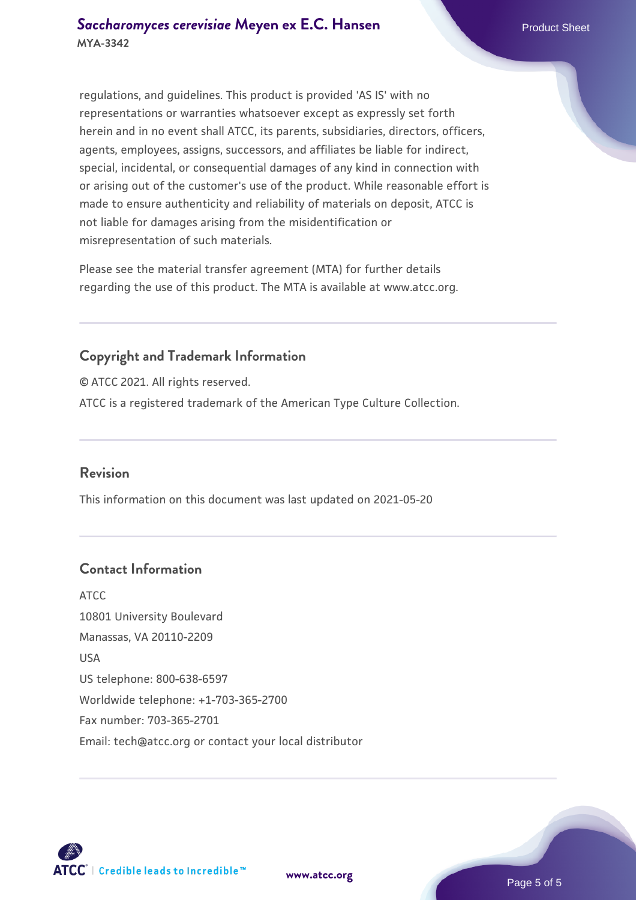regulations, and guidelines. This product is provided 'AS IS' with no representations or warranties whatsoever except as expressly set forth herein and in no event shall ATCC, its parents, subsidiaries, directors, officers, agents, employees, assigns, successors, and affiliates be liable for indirect, special, incidental, or consequential damages of any kind in connection with or arising out of the customer's use of the product. While reasonable effort is made to ensure authenticity and reliability of materials on deposit, ATCC is not liable for damages arising from the misidentification or misrepresentation of such materials.

Please see the material transfer agreement (MTA) for further details regarding the use of this product. The MTA is available at www.atcc.org.

## Copyright and Trademark Information

© ATCC 2021. All rights reserved.

ATCC is a registered trademark of the American Type Culture Collection.

## Revision

This information on this document was last updated on 2021-05-20

## Contact Information

ATCC
10801 University Boulevard
Manassas, VA 20110-2209
USA
US telephone: 800-638-6597
Worldwide telephone: +1-703-365-2700
Fax number: 703-365-2701
Email: tech@atcc.org or contact your local distributor